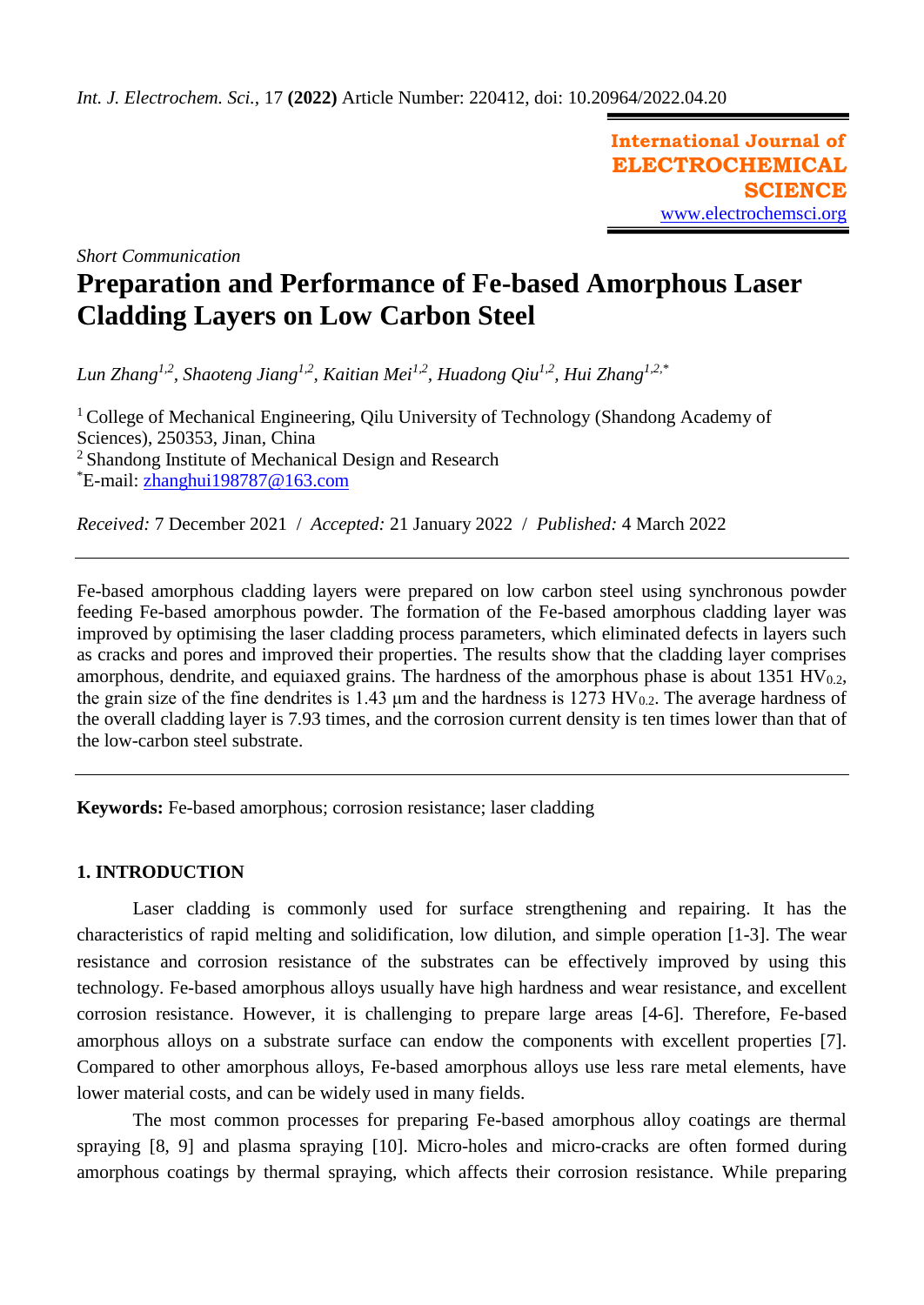*Short Communication*

# Preparation and Performance of Fe-based Amorphous Laser Cladding Layers on Low Carbon Steel

*Lun Zhang[1,2], Shaoteng Jiang[1,2], Kaitian Mei[1,2], Huadong Qiu[1,2], Hui Zhang[1,2,*]*

[1] College of Mechanical Engineering, Qilu University of Technology (Shandong Academy of Sciences), 250353, Jinan, China
[2] Shandong Institute of Mechanical Design and Research
[*]E-mail: zhanghui198787@163.com

*Received:* 7 December 2021 / *Accepted:* 21 January 2022 / *Published:* 4 March 2022

---

Fe-based amorphous cladding layers were prepared on low carbon steel using synchronous powder feeding Fe-based amorphous powder. The formation of the Fe-based amorphous cladding layer was improved by optimising the laser cladding process parameters, which eliminated defects in layers such as cracks and pores and improved their properties. The results show that the cladding layer comprises amorphous, dendrite, and equiaxed grains. The hardness of the amorphous phase is about 1351 $HV_{0.2}$, the grain size of the fine dendrites is 1.43 μm and the hardness is 1273 $HV_{0.2}$. The average hardness of the overall cladding layer is 7.93 times, and the corrosion current density is ten times lower than that of the low-carbon steel substrate.

---

**Keywords:** Fe-based amorphous; corrosion resistance; laser cladding

## 1. INTRODUCTION

Laser cladding is commonly used for surface strengthening and repairing. It has the characteristics of rapid melting and solidification, low dilution, and simple operation [1-3]. The wear resistance and corrosion resistance of the substrates can be effectively improved by using this technology. Fe-based amorphous alloys usually have high hardness and wear resistance, and excellent corrosion resistance. However, it is challenging to prepare large areas [4-6]. Therefore, Fe-based amorphous alloys on a substrate surface can endow the components with excellent properties [7]. Compared to other amorphous alloys, Fe-based amorphous alloys use less rare metal elements, have lower material costs, and can be widely used in many fields.

The most common processes for preparing Fe-based amorphous alloy coatings are thermal spraying [8, 9] and plasma spraying [10]. Micro-holes and micro-cracks are often formed during amorphous coatings by thermal spraying, which affects their corrosion resistance. While preparing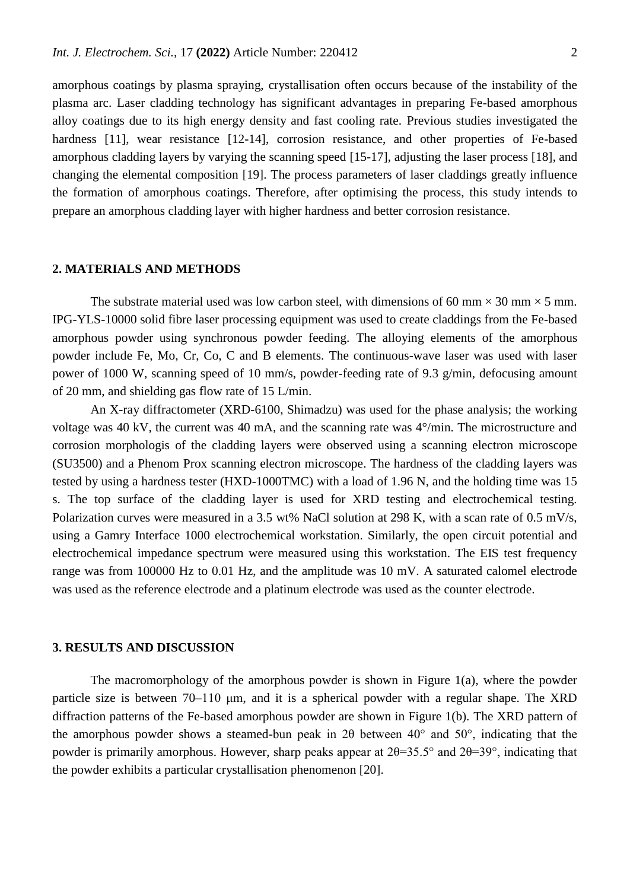amorphous coatings by plasma spraying, crystallisation often occurs because of the instability of the plasma arc. Laser cladding technology has significant advantages in preparing Fe-based amorphous alloy coatings due to its high energy density and fast cooling rate. Previous studies investigated the hardness [11], wear resistance [12-14], corrosion resistance, and other properties of Fe-based amorphous cladding layers by varying the scanning speed [15-17], adjusting the laser process [18], and changing the elemental composition [19]. The process parameters of laser claddings greatly influence the formation of amorphous coatings. Therefore, after optimising the process, this study intends to prepare an amorphous cladding layer with higher hardness and better corrosion resistance.

## 2. MATERIALS AND METHODS

The substrate material used was low carbon steel, with dimensions of 60 mm × 30 mm × 5 mm. IPG-YLS-10000 solid fibre laser processing equipment was used to create claddings from the Fe-based amorphous powder using synchronous powder feeding. The alloying elements of the amorphous powder include Fe, Mo, Cr, Co, C and B elements. The continuous-wave laser was used with laser power of 1000 W, scanning speed of 10 mm/s, powder-feeding rate of 9.3 g/min, defocusing amount of 20 mm, and shielding gas flow rate of 15 L/min.

An X-ray diffractometer (XRD-6100, Shimadzu) was used for the phase analysis; the working voltage was 40 kV, the current was 40 mA, and the scanning rate was 4°/min. The microstructure and corrosion morphologis of the cladding layers were observed using a scanning electron microscope (SU3500) and a Phenom Prox scanning electron microscope. The hardness of the cladding layers was tested by using a hardness tester (HXD-1000TMC) with a load of 1.96 N, and the holding time was 15 s. The top surface of the cladding layer is used for XRD testing and electrochemical testing. Polarization curves were measured in a 3.5 wt% NaCl solution at 298 K, with a scan rate of 0.5 mV/s, using a Gamry Interface 1000 electrochemical workstation. Similarly, the open circuit potential and electrochemical impedance spectrum were measured using this workstation. The EIS test frequency range was from 100000 Hz to 0.01 Hz, and the amplitude was 10 mV. A saturated calomel electrode was used as the reference electrode and a platinum electrode was used as the counter electrode.

## 3. RESULTS AND DISCUSSION

The macromorphology of the amorphous powder is shown in Figure 1(a), where the powder particle size is between 70–110 μm, and it is a spherical powder with a regular shape. The XRD diffraction patterns of the Fe-based amorphous powder are shown in Figure 1(b). The XRD pattern of the amorphous powder shows a steamed-bun peak in 2θ between 40° and 50°, indicating that the powder is primarily amorphous. However, sharp peaks appear at 2θ=35.5° and 2θ=39°, indicating that the powder exhibits a particular crystallisation phenomenon [20].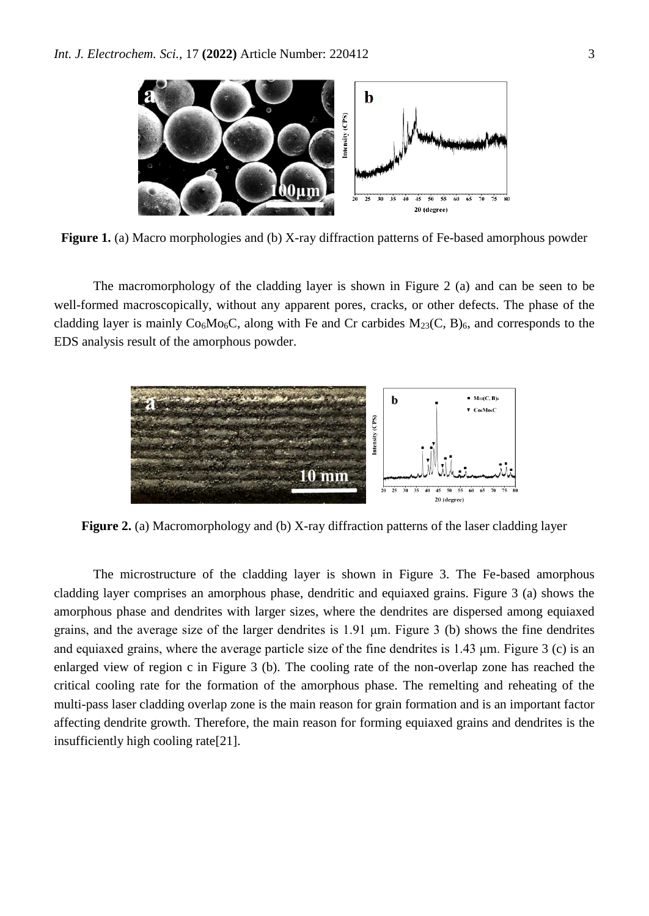**Figure 1.** (a) Macro morphologies and (b) X-ray diffraction patterns of Fe-based amorphous powder

The macromorphology of the cladding layer is shown in Figure 2 (a) and can be seen to be well-formed macroscopically, without any apparent pores, cracks, or other defects. The phase of the cladding layer is mainly $Co_6Mo_6C$, along with Fe and Cr carbides $M_{23}(C, B)_6$, and corresponds to the EDS analysis result of the amorphous powder.

**Figure 2.** (a) Macromorphology and (b) X-ray diffraction patterns of the laser cladding layer

The microstructure of the cladding layer is shown in Figure 3. The Fe-based amorphous cladding layer comprises an amorphous phase, dendritic and equiaxed grains. Figure 3 (a) shows the amorphous phase and dendrites with larger sizes, where the dendrites are dispersed among equiaxed grains, and the average size of the larger dendrites is 1.91 μm. Figure 3 (b) shows the fine dendrites and equiaxed grains, where the average particle size of the fine dendrites is 1.43 μm. Figure 3 (c) is an enlarged view of region c in Figure 3 (b). The cooling rate of the non-overlap zone has reached the critical cooling rate for the formation of the amorphous phase. The remelting and reheating of the multi-pass laser cladding overlap zone is the main reason for grain formation and is an important factor affecting dendrite growth. Therefore, the main reason for forming equiaxed grains and dendrites is the insufficiently high cooling rate[21].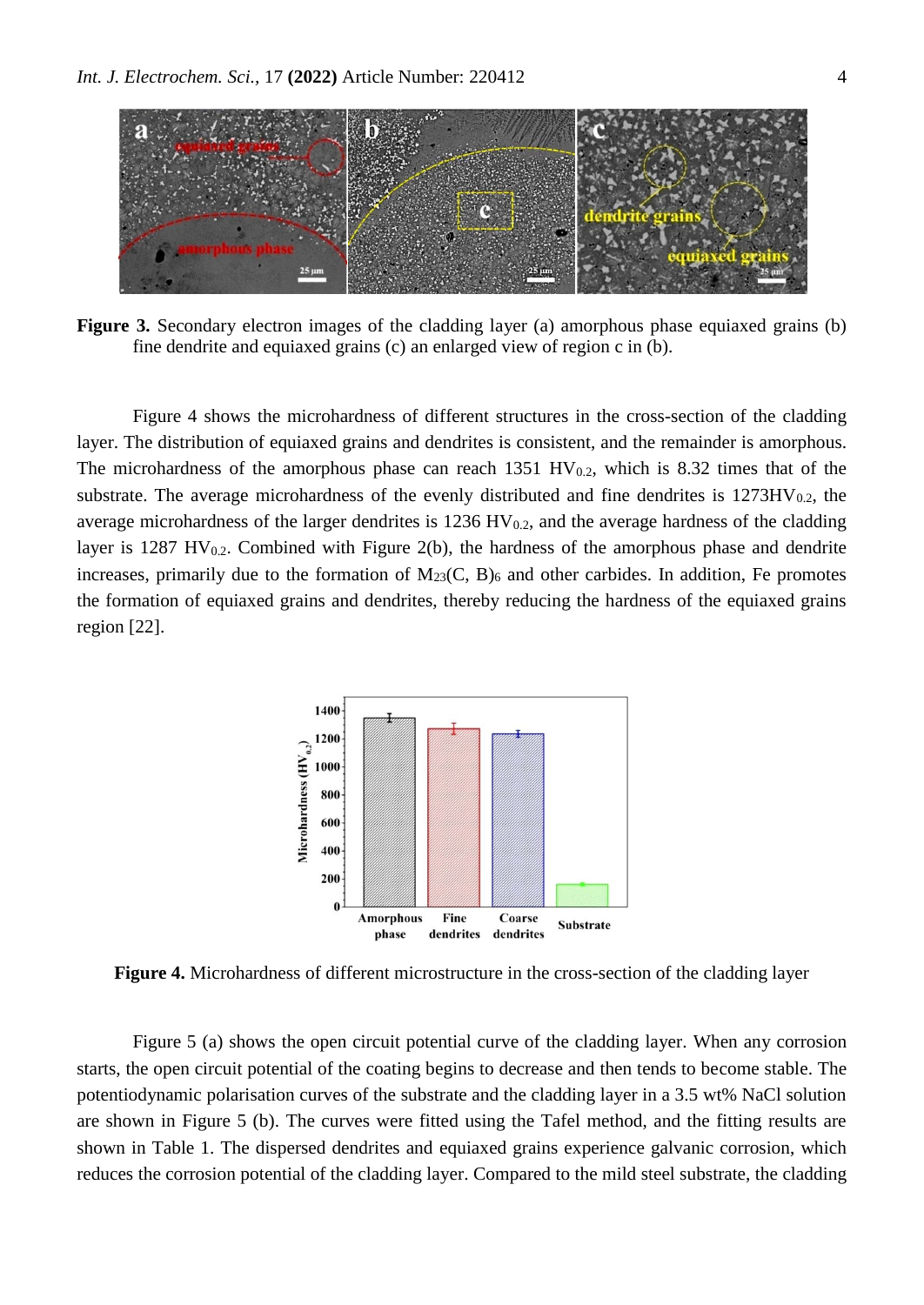**Figure 3.** Secondary electron images of the cladding layer (a) amorphous phase equiaxed grains (b) fine dendrite and equiaxed grains (c) an enlarged view of region c in (b).

Figure 4 shows the microhardness of different structures in the cross-section of the cladding layer. The distribution of equiaxed grains and dendrites is consistent, and the remainder is amorphous. The microhardness of the amorphous phase can reach 1351 $HV_{0.2}$, which is 8.32 times that of the substrate. The average microhardness of the evenly distributed and fine dendrites is 1273$HV_{0.2}$, the average microhardness of the larger dendrites is 1236 $HV_{0.2}$, and the average hardness of the cladding layer is 1287 $HV_{0.2}$. Combined with Figure 2(b), the hardness of the amorphous phase and dendrite increases, primarily due to the formation of $M_{23}(C, B)_6$ and other carbides. In addition, Fe promotes the formation of equiaxed grains and dendrites, thereby reducing the hardness of the equiaxed grains region [22].

**Figure 4.** Microhardness of different microstructure in the cross-section of the cladding layer

Figure 5 (a) shows the open circuit potential curve of the cladding layer. When any corrosion starts, the open circuit potential of the coating begins to decrease and then tends to become stable. The potentiodynamic polarisation curves of the substrate and the cladding layer in a 3.5 wt% NaCl solution are shown in Figure 5 (b). The curves were fitted using the Tafel method, and the fitting results are shown in Table 1. The dispersed dendrites and equiaxed grains experience galvanic corrosion, which reduces the corrosion potential of the cladding layer. Compared to the mild steel substrate, the cladding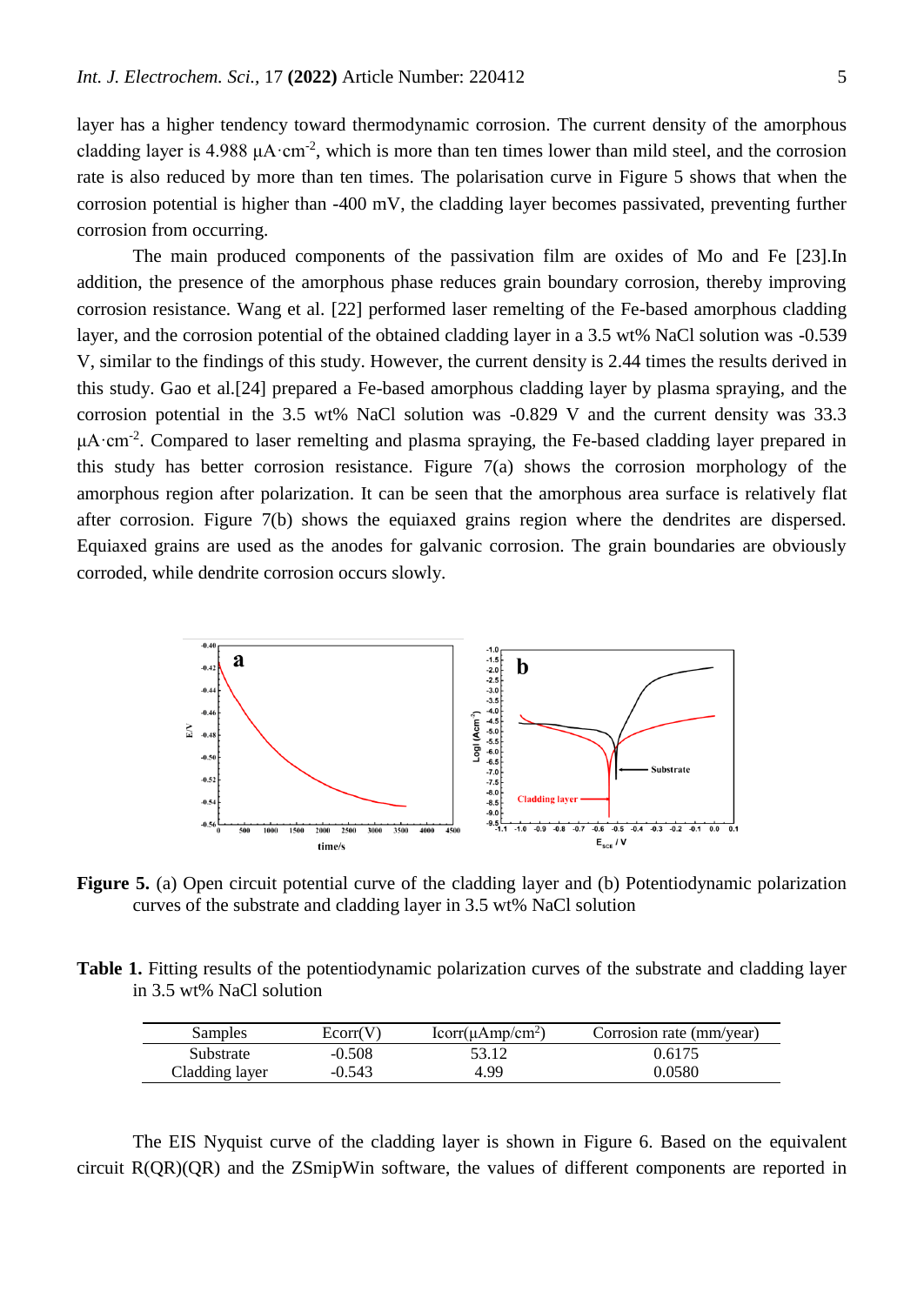layer has a higher tendency toward thermodynamic corrosion. The current density of the amorphous cladding layer is 4.988 μA·cm$^{-2}$, which is more than ten times lower than mild steel, and the corrosion rate is also reduced by more than ten times. The polarisation curve in Figure 5 shows that when the corrosion potential is higher than -400 mV, the cladding layer becomes passivated, preventing further corrosion from occurring.

The main produced components of the passivation film are oxides of Mo and Fe [23].In addition, the presence of the amorphous phase reduces grain boundary corrosion, thereby improving corrosion resistance. Wang et al. [22] performed laser remelting of the Fe-based amorphous cladding layer, and the corrosion potential of the obtained cladding layer in a 3.5 wt% NaCl solution was -0.539 V, similar to the findings of this study. However, the current density is 2.44 times the results derived in this study. Gao et al.[24] prepared a Fe-based amorphous cladding layer by plasma spraying, and the corrosion potential in the 3.5 wt% NaCl solution was -0.829 V and the current density was 33.3 μA·cm$^{-2}$. Compared to laser remelting and plasma spraying, the Fe-based cladding layer prepared in this study has better corrosion resistance. Figure 7(a) shows the corrosion morphology of the amorphous region after polarization. It can be seen that the amorphous area surface is relatively flat after corrosion. Figure 7(b) shows the equiaxed grains region where the dendrites are dispersed. Equiaxed grains are used as the anodes for galvanic corrosion. The grain boundaries are obviously corroded, while dendrite corrosion occurs slowly.

**Figure 5.** (a) Open circuit potential curve of the cladding layer and (b) Potentiodynamic polarization curves of the substrate and cladding layer in 3.5 wt% NaCl solution

**Table 1.** Fitting results of the potentiodynamic polarization curves of the substrate and cladding layer in 3.5 wt% NaCl solution

| Samples | Ecorr(V) | Icorr(μAmp/cm$^2$) | Corrosion rate (mm/year) |
|---|---|---|---|
| Substrate | -0.508 | 53.12 | 0.6175 |
| Cladding layer | -0.543 | 4.99 | 0.0580 |

The EIS Nyquist curve of the cladding layer is shown in Figure 6. Based on the equivalent circuit R(QR)(QR) and the ZSmipWin software, the values of different components are reported in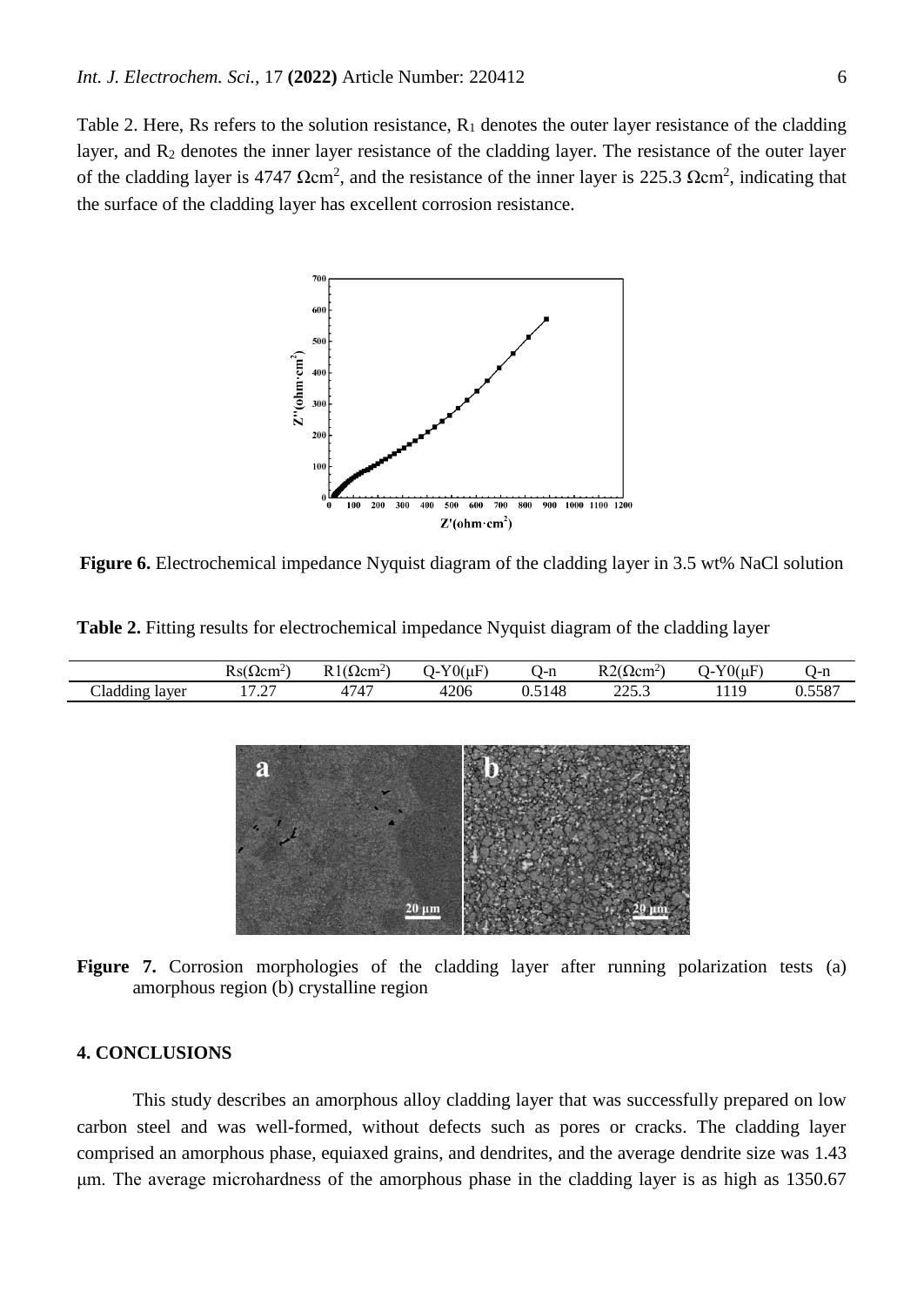Table 2. Here, Rs refers to the solution resistance, $R_1$ denotes the outer layer resistance of the cladding layer, and $R_2$ denotes the inner layer resistance of the cladding layer. The resistance of the outer layer of the cladding layer is 4747 $\Omega cm^2$, and the resistance of the inner layer is 225.3 $\Omega cm^2$, indicating that the surface of the cladding layer has excellent corrosion resistance.

**Figure 6.** Electrochemical impedance Nyquist diagram of the cladding layer in 3.5 wt% NaCl solution

**Table 2.** Fitting results for electrochemical impedance Nyquist diagram of the cladding layer

| | Rs($\Omega cm^2$) | R1($\Omega cm^2$) | Q-Y0(μF) | Q-n | R2($\Omega cm^2$) | Q-Y0(μF) | Q-n |
|---|---|---|---|---|---|---|---|
| Cladding layer | 17.27 | 4747 | 4206 | 0.5148 | 225.3 | 1119 | 0.5587 |

**Figure 7.** Corrosion morphologies of the cladding layer after running polarization tests (a) amorphous region (b) crystalline region

## 4. CONCLUSIONS

This study describes an amorphous alloy cladding layer that was successfully prepared on low carbon steel and was well-formed, without defects such as pores or cracks. The cladding layer comprised an amorphous phase, equiaxed grains, and dendrites, and the average dendrite size was 1.43 μm. The average microhardness of the amorphous phase in the cladding layer is as high as 1350.67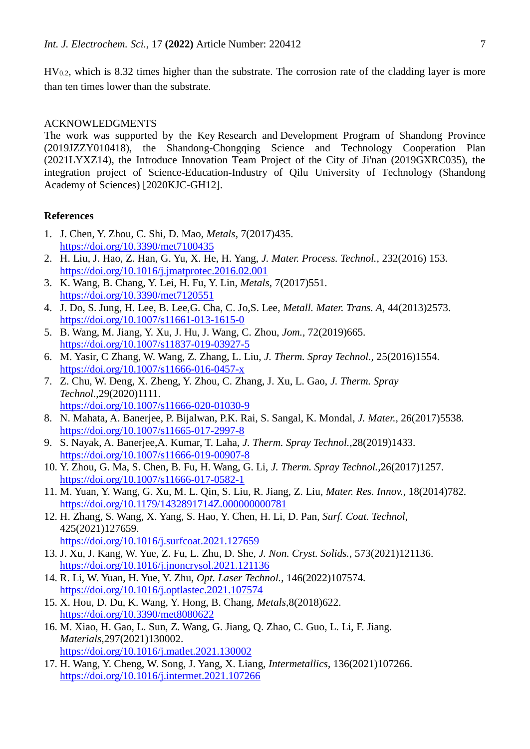$HV_{0.2}$, which is 8.32 times higher than the substrate. The corrosion rate of the cladding layer is more than ten times lower than the substrate.

ACKNOWLEDGMENTS

The work was supported by the Key Research and Development Program of Shandong Province (2019JZZY010418), the Shandong-Chongqing Science and Technology Cooperation Plan (2021LYXZ14), the Introduce Innovation Team Project of the City of Ji'nan (2019GXRC035), the integration project of Science-Education-Industry of Qilu University of Technology (Shandong Academy of Sciences) [2020KJC-GH12].

**References**

1. J. Chen, Y. Zhou, C. Shi, D. Mao, *Metals*, 7(2017)435. https://doi.org/10.3390/met7100435
2. H. Liu, J. Hao, Z. Han, G. Yu, X. He, H. Yang, *J. Mater. Process. Technol.*, 232(2016) 153. https://doi.org/10.1016/j.jmatprotec.2016.02.001
3. K. Wang, B. Chang, Y. Lei, H. Fu, Y. Lin, *Metals*, 7(2017)551. https://doi.org/10.3390/met7120551
4. J. Do, S. Jung, H. Lee, B. Lee,G. Cha, C. Jo,S. Lee, *Metall. Mater. Trans. A*, 44(2013)2573. https://doi.org/10.1007/s11661-013-1615-0
5. B. Wang, M. Jiang, Y. Xu, J. Hu, J. Wang, C. Zhou, *Jom.*, 72(2019)665. https://doi.org/10.1007/s11837-019-03927-5
6. M. Yasir, C Zhang, W. Wang, Z. Zhang, L. Liu, *J. Therm. Spray Technol.*, 25(2016)1554. https://doi.org/10.1007/s11666-016-0457-x
7. Z. Chu, W. Deng, X. Zheng, Y. Zhou, C. Zhang, J. Xu, L. Gao, *J. Therm. Spray Technol.*,29(2020)1111. https://doi.org/10.1007/s11666-020-01030-9
8. N. Mahata, A. Banerjee, P. Bijalwan, P.K. Rai, S. Sangal, K. Mondal, *J. Mater.*, 26(2017)5538. https://doi.org/10.1007/s11665-017-2997-8
9. S. Nayak, A. Banerjee,A. Kumar, T. Laha, *J. Therm. Spray Technol.*,28(2019)1433. https://doi.org/10.1007/s11666-019-00907-8
10. Y. Zhou, G. Ma, S. Chen, B. Fu, H. Wang, G. Li, *J. Therm. Spray Technol.*,26(2017)1257. https://doi.org/10.1007/s11666-017-0582-1
11. M. Yuan, Y. Wang, G. Xu, M. L. Qin, S. Liu, R. Jiang, Z. Liu, *Mater. Res. Innov.*, 18(2014)782. https://doi.org/10.1179/1432891714Z.000000000781
12. H. Zhang, S. Wang, X. Yang, S. Hao, Y. Chen, H. Li, D. Pan, *Surf. Coat. Technol*, 425(2021)127659. https://doi.org/10.1016/j.surfcoat.2021.127659
13. J. Xu, J. Kang, W. Yue, Z. Fu, L. Zhu, D. She, *J. Non. Cryst. Solids.*, 573(2021)121136. https://doi.org/10.1016/j.jnoncrysol.2021.121136
14. R. Li, W. Yuan, H. Yue, Y. Zhu, *Opt. Laser Technol.*, 146(2022)107574. https://doi.org/10.1016/j.optlastec.2021.107574
15. X. Hou, D. Du, K. Wang, Y. Hong, B. Chang, *Metals*,8(2018)622. https://doi.org/10.3390/met8080622
16. M. Xiao, H. Gao, L. Sun, Z. Wang, G. Jiang, Q. Zhao, C. Guo, L. Li, F. Jiang. *Materials*,297(2021)130002. https://doi.org/10.1016/j.matlet.2021.130002
17. H. Wang, Y. Cheng, W. Song, J. Yang, X. Liang, *Intermetallics*, 136(2021)107266. https://doi.org/10.1016/j.intermet.2021.107266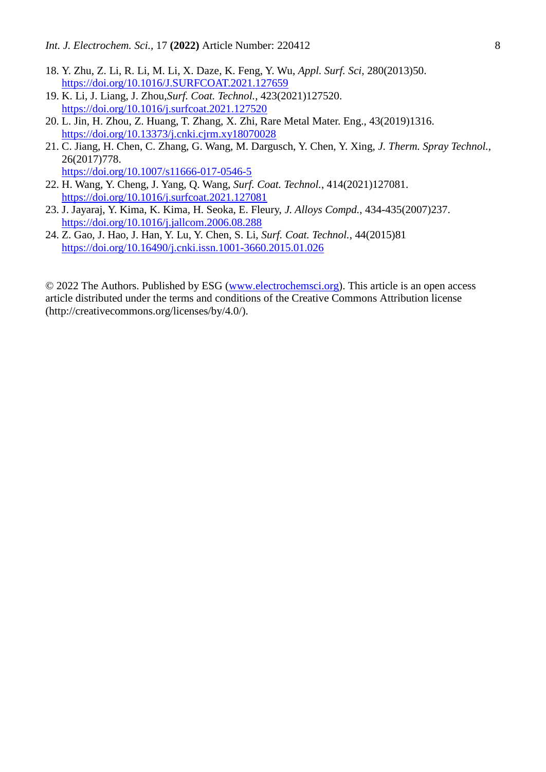18. Y. Zhu, Z. Li, R. Li, M. Li, X. Daze, K. Feng, Y. Wu, *Appl. Surf. Sci*, 280(2013)50. https://doi.org/10.1016/J.SURFCOAT.2021.127659
19. K. Li, J. Liang, J. Zhou,*Surf. Coat. Technol.*, 423(2021)127520. https://doi.org/10.1016/j.surfcoat.2021.127520
20. L. Jin, H. Zhou, Z. Huang, T. Zhang, X. Zhi, Rare Metal Mater. Eng., 43(2019)1316. https://doi.org/10.13373/j.cnki.cjrm.xy18070028
21. C. Jiang, H. Chen, C. Zhang, G. Wang, M. Dargusch, Y. Chen, Y. Xing, *J. Therm. Spray Technol.*, 26(2017)778. https://doi.org/10.1007/s11666-017-0546-5
22. H. Wang, Y. Cheng, J. Yang, Q. Wang, *Surf. Coat. Technol.*, 414(2021)127081. https://doi.org/10.1016/j.surfcoat.2021.127081
23. J. Jayaraj, Y. Kima, K. Kima, H. Seoka, E. Fleury, *J. Alloys Compd.*, 434-435(2007)237. https://doi.org/10.1016/j.jallcom.2006.08.288
24. Z. Gao, J. Hao, J. Han, Y. Lu, Y. Chen, S. Li, *Surf. Coat. Technol.*, 44(2015)81 https://doi.org/10.16490/j.cnki.issn.1001-3660.2015.01.026

© 2022 The Authors. Published by ESG (www.electrochemsci.org). This article is an open access article distributed under the terms and conditions of the Creative Commons Attribution license (http://creativecommons.org/licenses/by/4.0/).